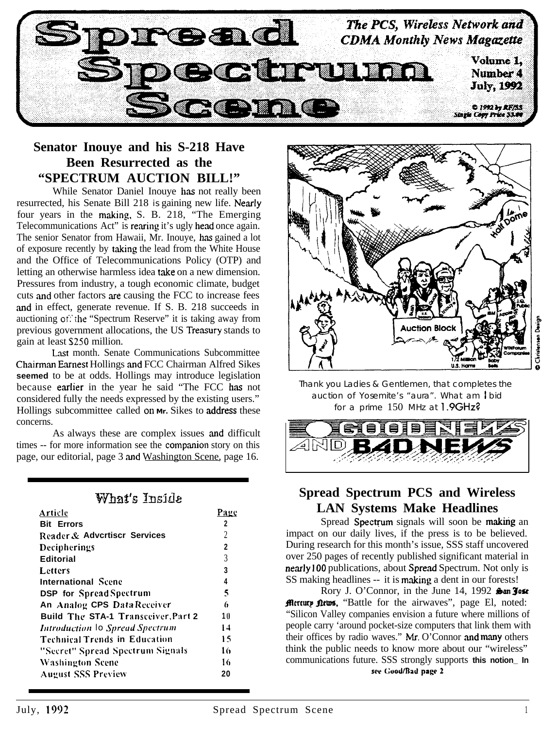# Spread Spectrum Scene

*The PCS, Wireless Network and CDMA Monthly News Magazette*

Volume 1, Number 4
July, 1992

© 1992 by RF/SS
Single Copy Price $3.00

## Senator Inouye and his S-218 Have Been Resurrected as the "SPECTRUM AUCTION BILL!"

While Senator Daniel Inouye has not really been resurrected, his Senate Bill 218 is gaining new life. Nearly four years in the making, S. B. 218, "The Emerging Telecommunications Act" is rearing it's ugly head once again. The senior Senator from Hawaii, Mr. Inouye, has gained a lot of exposure recently by taking the lead from the White House and the Office of Telecommunications Policy (OTP) and letting an otherwise harmless idea take on a new dimension. Pressures from industry, a tough economic climate, budget cuts and other factors are causing the FCC to increase fees and in effect, generate revenue. If S. B. 218 succeeds in auctioning off the "Spectrum Reserve" it is taking away from previous government allocations, the US Treasury stands to gain at least $250 million.

Last month. Senate Communications Subcommittee Chairman Earnest Hollings and FCC Chairman Alfred Sikes **seemed** to be at odds. Hollings may introduce legislation because earlier in the year he said "The FCC has not considered fully the needs expressed by the existing users." Hollings subcommittee called on Mr. Sikes to address these concerns.

As always these are complex issues and difficult times -- for more information see the companion story on this page, our editorial, page 3 and Washington Scene, page 16.

Thank you Ladies & Gentlemen, that completes the auction of Yosemite's "aura". What am I bid for a prime 150 MHz at 1.9GHz?

## What's Inside

| Article | Page |
| --- | --- |
| Bit Errors | 2 |
| Reader & Advertiser Services | 2 |
| Decipherings | 2 |
| Editorial | 3 |
| Letters | 3 |
| International Scene | 4 |
| DSP for Spread Spectrum | 5 |
| An Analog CPS Data Receiver | 6 |
| Build The STA-1 Transceiver, Part 2 | 10 |
| *Introduction to Spread Spectrum* | 14 |
| Technical Trends in Education | 15 |
| "Secret" Spread Spectrum Signals | 16 |
| Washington Scene | 16 |
| August SSS Preview | 20 |

## GOOD NEWS AND BAD NEWS

## Spread Spectrum PCS and Wireless LAN Systems Make Headlines

Spread Spectrum signals will soon be making an impact on our daily lives, if the press is to be believed. During research for this month's issue, SSS staff uncovered over 250 pages of recently published significant material in nearly 100 publications, about Spread Spectrum. Not only is SS making headlines -- it is making a dent in our forests!

Rory J. O'Connor, in the June 14, 1992 *San Jose Mercury News*, "Battle for the airwaves", page E1, noted: "Silicon Valley companies envision a future where millions of people carry 'around pocket-size computers that link them with their offices by radio waves." Mr. O'Connor and many others think the public needs to know more about our "wireless" communications future. SSS strongly supports this notion_ In

see Good/Bad page 2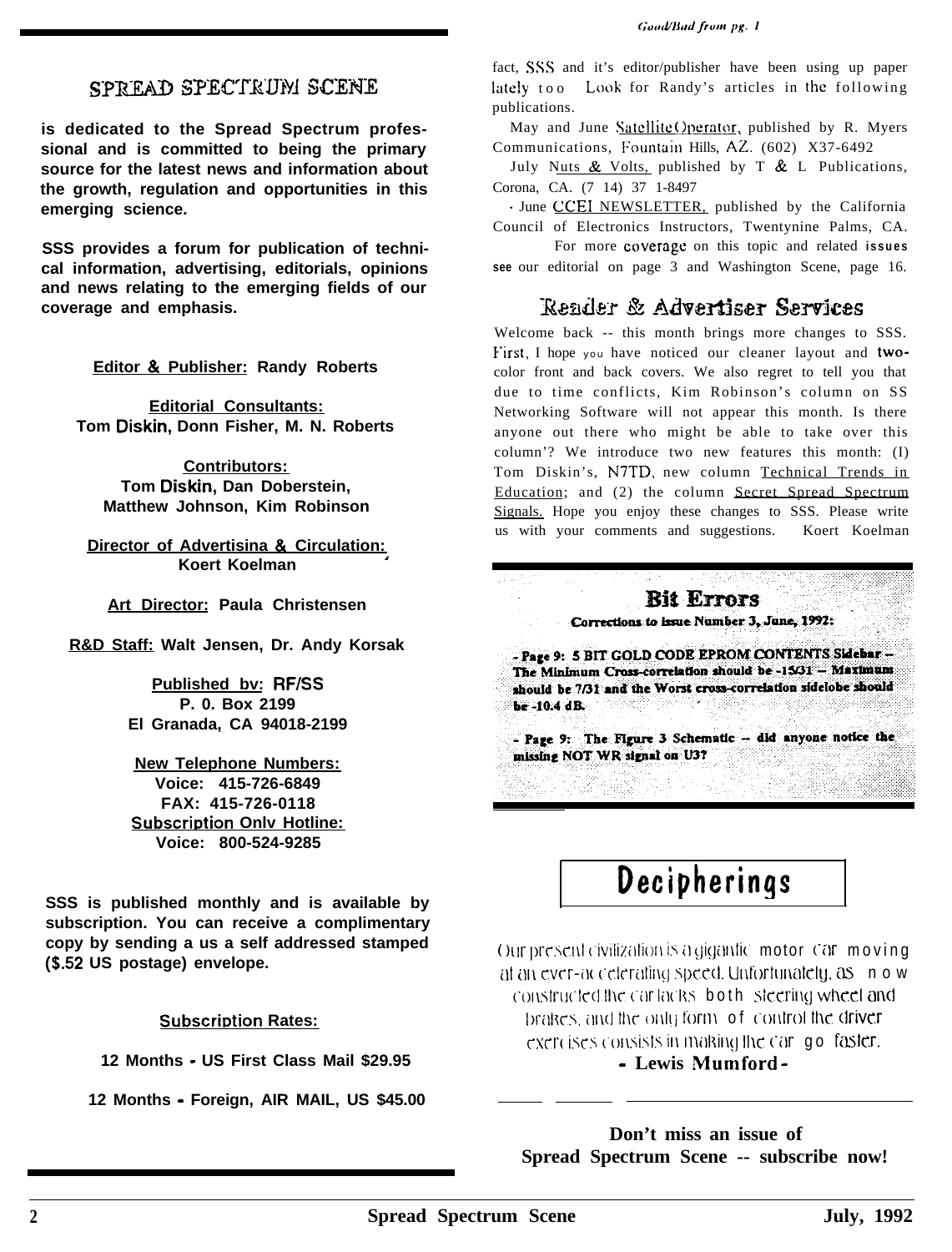# SPREAD SPECTRUM SCENE

**is dedicated to the Spread Spectrum professional and is committed to being the primary source for the latest news and information about the growth, regulation and opportunities in this emerging science.**

**SSS provides a forum for publication of technical information, advertising, editorials, opinions and news relating to the emerging fields of our coverage and emphasis.**

**Editor & Publisher:** Randy Roberts

**Editorial Consultants:**
Tom Diskin, Donn Fisher, M. N. Roberts

**Contributors:**
Tom Diskin, Dan Doberstein, Matthew Johnson, Kim Robinson

**Director of Advertising & Circulation:**
Koert Koelman

**Art Director:** Paula Christensen

**R&D Staff:** Walt Jensen, Dr. Andy Korsak

**Published by:** RF/SS
P. O. Box 2199
El Granada, CA 94018-2199

**New Telephone Numbers:**
Voice: 415-726-6849
FAX: 415-726-0118

**Subscription Only Hotline:**
Voice: 800-524-9285

**SSS is published monthly and is available by subscription. You can receive a complimentary copy by sending a us a self addressed stamped ($.52 US postage) envelope.**

**Subscription Rates:**

**12 Months - US First Class Mail $29.95**

**12 Months - Foreign, AIR MAIL, US $45.00**

*Good/Bad from pg. 1*

fact, SSS and it's editor/publisher have been using up paper lately too. Look for Randy's articles in the following publications.

May and June Satellite Operator, published by R. Myers Communications, Fountain Hills, AZ. (602) X37-6492

July Nuts & Volts, published by T & L Publications, Corona, CA. (714) 371-8497

- June CCEI NEWSLETTER, published by the California Council of Electronics Instructors, Twentynine Palms, CA.

For more coverage on this topic and related issues see our editorial on page 3 and Washington Scene, page 16.

## Reader & Advertiser Services

Welcome back -- this month brings more changes to SSS. First, I hope you have noticed our cleaner layout and two-color front and back covers. We also regret to tell you that due to time conflicts, Kim Robinson's column on SS Networking Software will not appear this month. Is there anyone out there who might be able to take over this column? We introduce two new features this month: (1) Tom Diskin's, N7TD, new column Technical Trends in Education; and (2) the column Secret Spread Spectrum Signals. Hope you enjoy these changes to SSS. Please write us with your comments and suggestions. Koert Koelman

## Bit Errors

**Corrections to issue Number 3, June, 1992:**

**- Page 9: 5 BIT GOLD CODE EPROM CONTENTS Sidebar -- The Minimum Cross-correlation should be -15/31 -- Maximum should be 7/31 and the Worst cross-correlation sidelobe should be -10.4 dB.**

**- Page 9: The Figure 3 Schematic -- did anyone notice the missing NOT WR signal on U3?**

## Decipherings

Our present civilization is a gigantic motor car moving at an ever-accelerating speed. Unfortunately, as now constructed the car lacks both steering wheel and brakes, and the only form of control the driver exercises consists in making the car go faster.

**- Lewis Mumford -**

**Don't miss an issue of Spread Spectrum Scene -- subscribe now!**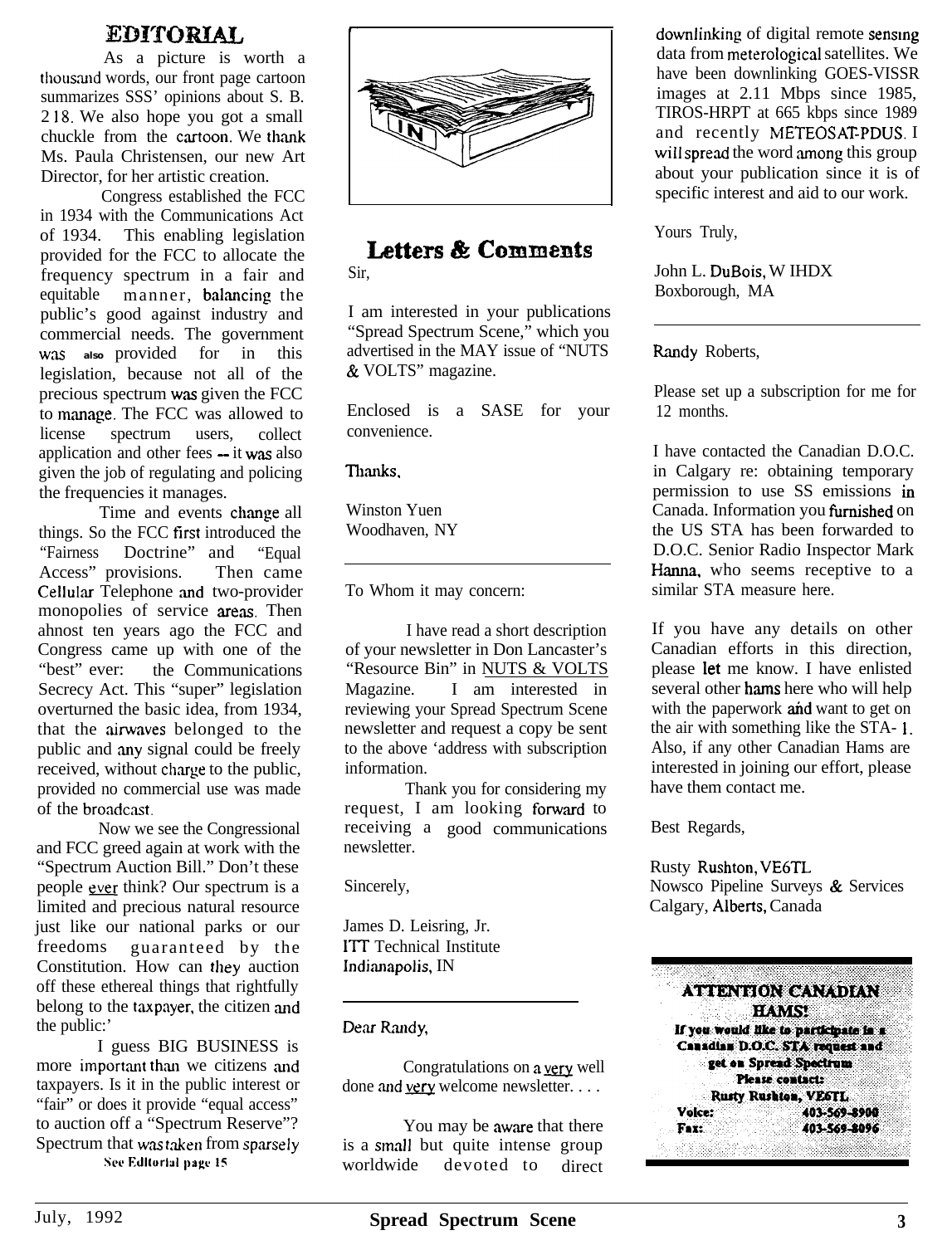# EDITORIAL

As a picture is worth a thousand words, our front page cartoon summarizes SSS' opinions about S. B. 218. We also hope you got a small chuckle from the cartoon. We thank Ms. Paula Christensen, our new Art Director, for her artistic creation.

Congress established the FCC in 1934 with the Communications Act of 1934. This enabling legislation provided for the FCC to allocate the frequency spectrum in a fair and equitable manner, balancing the public's good against industry and commercial needs. The government was also provided for in this legislation, because not all of the precious spectrum was given the FCC to manage. The FCC was allowed to license spectrum users, collect application and other fees -- it was also given the job of regulating and policing the frequencies it manages.

Time and events change all things. So the FCC first introduced the "Fairness Doctrine" and "Equal Access" provisions. Then came Cellular Telephone and two-provider monopolies of service areas. Then almost ten years ago the FCC and Congress came up with one of the "best" ever: the Communications Secrecy Act. This "super" legislation overturned the basic idea, from 1934, that the airwaves belonged to the public and any signal could be freely received, without charge to the public, provided no commercial use was made of the broadcast.

Now we see the Congressional and FCC greed again at work with the "Spectrum Auction Bill." Don't these people ever think? Our spectrum is a limited and precious natural resource just like our national parks or our freedoms guaranteed by the Constitution. How can they auction off these ethereal things that rightfully belong to the taxpayer, the citizen and the public:'

I guess BIG BUSINESS is more important than we citizens and taxpayers. Is it in the public interest or "fair" or does it provide "equal access" to auction off a "Spectrum Reserve"? Spectrum that was taken from sparsely

**See Editorial page 15**

# Letters & Comments

Sir,

I am interested in your publications "Spread Spectrum Scene," which you advertised in the MAY issue of "NUTS & VOLTS" magazine.

Enclosed is a SASE for your convenience.

Thanks,

Winston Yuen
Woodhaven, NY

---

To Whom it may concern:

I have read a short description of your newsletter in Don Lancaster's "Resource Bin" in NUTS & VOLTS Magazine. I am interested in reviewing your Spread Spectrum Scene newsletter and request a copy be sent to the above 'address with subscription information.

Thank you for considering my request, I am looking forward to receiving a good communications newsletter.

Sincerely,

James D. Leisring, Jr.
ITT Technical Institute
Indianapolis, IN

---

Dear Randy,

Congratulations on a very well done and very welcome newsletter. . . .

You may be aware that there is a small but quite intense group worldwide devoted to direct downlinking of digital remote sensing data from meterological satellites. We have been downlinking GOES-VISSR images at 2.11 Mbps since 1985, TIROS-HRPT at 665 kbps since 1989 and recently METEOSAT-PDUS. I will spread the word among this group about your publication since it is of specific interest and aid to our work.

Yours Truly,

John L. DuBois, W IHDX
Boxborough, MA

---

Randy Roberts,

Please set up a subscription for me for 12 months.

I have contacted the Canadian D.O.C. in Calgary re: obtaining temporary permission to use SS emissions in Canada. Information you furnished on the US STA has been forwarded to D.O.C. Senior Radio Inspector Mark Hanna, who seems receptive to a similar STA measure here.

If you have any details on other Canadian efforts in this direction, please let me know. I have enlisted several other hams here who will help with the paperwork and want to get on the air with something like the STA-1. Also, if any other Canadian Hams are interested in joining our effort, please have them contact me.

Best Regards,

Rusty Rushton, VE6TL
Nowsco Pipeline Surveys & Services
Calgary, Alberts, Canada

---

**ATTENTION CANADIAN HAMS!**

**If you would like to participate in a Canadian D.O.C. STA request and get on Spread Spectrum**
**Please contact:**
**Rusty Rushton, VE6TL**
**Voice: 403-569-8900**
**Fax: 403-569-8096**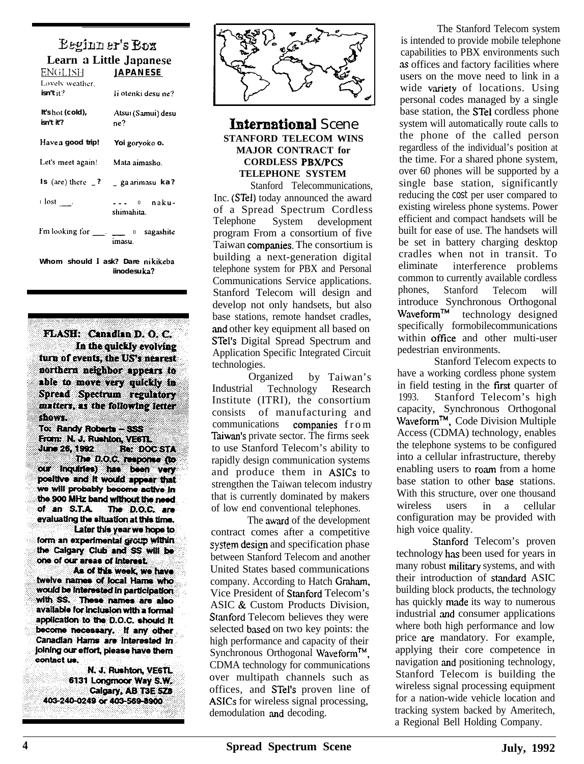## Beginner's Box

### Learn a Little Japanese

| ENGLISH | JAPANESE |
|---|---|
| Lovely weather, isn't it? | Ii otenki desu ne? |
| It's hot (cold), isn't it? | Atsui (Samui) desu ne? |
| Have a good trip! | Yoi goryoko o. |
| Let's meet again! | Mata aimasho. |
| Is (are) there _? | _ ga arimasu ka? |
| I lost ___. | --- o naku-shimahita. |
| I'm looking for ___. | ___ o sagashite imasu. |
| Whom should I ask? | Dare nikikeba iinodesuka? |

**FLASH: Canadian D. O. C.**

**In the quickly evolving turn of events, the US's nearest northern neighbor appears to able to move very quickly in Spread Spectrum regulatory matters, as the following letter shows.**

**To: Randy Roberts – SSS**
**From: N. J. Rushton, VE6TL**
**June 26, 1992 Re: DOC STA**

**The D.O.C. response (to our inquiries) has been very positive and it would appear that we will probably become active in the 900 MHz band without the need of an S.T.A. The D.O.C. are evaluating the situation at this time.**

**Later this year we hope to form an experimental group within the Calgary Club and SS will be one of our areas of interest.**

**As of this week, we have twelve names of local Hams who would be interested in participation with SS. These names are also available for inclusion with a formal application to the D.O.C. should it become necessary. If any other Canadian Hams are interested in joining our effort, please have them contact us.**

**N. J. Rushton, VE6TL**
**6131 Longmoor Way S.W.**
**Calgary, AB T3E 5Z8**
**403-240-0249 or 403-569-8900**

## International Scene

### STANFORD TELECOM WINS MAJOR CONTRACT for CORDLESS PBX/PCS TELEPHONE SYSTEM

Stanford Telecommunications, Inc. (STel) today announced the award of a Spread Spectrum Cordless Telephone System development program From a consortium of five Taiwan companies. The consortium is building a next-generation digital telephone system for PBX and Personal Communications Service applications. Stanford Telecom will design and develop not only handsets, but also base stations, remote handset cradles, and other key equipment all based on STel's Digital Spread Spectrum and Application Specific Integrated Circuit technologies.

Organized by Taiwan's Industrial Technology Research Institute (ITRI), the consortium consists of manufacturing and communications companies from Taiwan's private sector. The firms seek to use Stanford Telecom's ability to rapidly design communication systems and produce them in ASICs to strengthen the Taiwan telecom industry that is currently dominated by makers of low end conventional telephones.

The award of the development contract comes after a competitive system design and specification phase between Stanford Telecom and another United States based communications company. According to Hatch Graham, Vice President of Stanford Telecom's ASIC & Custom Products Division, Stanford Telecom believes they were selected based on two key points: the high performance and capacity of their Synchronous Orthogonal Waveform™, CDMA technology for communications over multipath channels such as offices, and STel's proven line of ASICs for wireless signal processing, demodulation and decoding.

The Stanford Telecom system is intended to provide mobile telephone capabilities to PBX environments such as offices and factory facilities where users on the move need to link in a wide variety of locations. Using personal codes managed by a single base station, the STel cordless phone system will automatically route calls to the phone of the called person regardless of the individual's position at the time. For a shared phone system, over 60 phones will be supported by a single base station, significantly reducing the cost per user compared to existing wireless phone systems. Power efficient and compact handsets will be built for ease of use. The handsets will be set in battery charging desktop cradles when not in transit. To eliminate interference problems common to currently available cordless phones, Stanford Telecom will introduce Synchronous Orthogonal Waveform™ technology designed specifically formobilecommunications within office and other multi-user pedestrian environments.

Stanford Telecom expects to have a working cordless phone system in field testing in the first quarter of 1993. Stanford Telecom's high capacity, Synchronous Orthogonal Waveform™, Code Division Multiple Access (CDMA) technology, enables the telephone systems to be configured into a cellular infrastructure, thereby enabling users to roam from a home base station to other base stations. With this structure, over one thousand wireless users in a cellular configuration may be provided with high voice quality.

Stanford Telecom's proven technology has been used for years in many robust military systems, and with their introduction of standard ASIC building block products, the technology has quickly made its way to numerous industrial and consumer applications where both high performance and low price are mandatory. For example, applying their core competence in navigation and positioning technology, Stanford Telecom is building the wireless signal processing equipment for a nation-wide vehicle location and tracking system backed by Ameritech, a Regional Bell Holding Company.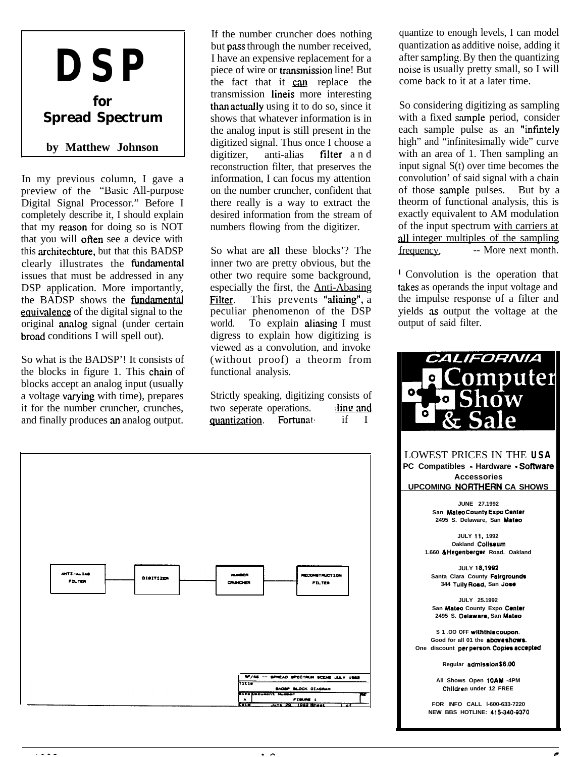# DSP

## for Spread Spectrum

**by Matthew Johnson**

In my previous column, I gave a preview of the "Basic All-purpose Digital Signal Processor." Before I completely describe it, I should explain that my reason for doing so is NOT that you will often see a device with this architechture, but that this BADSP clearly illustrates the fundamental issues that must be addressed in any DSP application. More importantly, the BADSP shows the fundamental equivalence of the digital signal to the original analog signal (under certain broad conditions I will spell out).

So what is the BADSP'! It consists of the blocks in figure 1. This chain of blocks accept an analog input (usually a voltage varying with time), prepares it for the number cruncher, crunches, and finally produces an analog output.

If the number cruncher does nothing but pass through the number received, I have an expensive replacement for a piece of wire or transmission line! But the fact that it can replace the transmission lineis more interesting than actually using it to do so, since it shows that whatever information is in the analog input is still present in the digitized signal. Thus once I choose a digitizer, anti-alias filter and reconstruction filter, that preserves the information, I can focus my attention on the number cruncher, confident that there really is a way to extract the desired information from the stream of numbers flowing from the digitizer.

So what are all these blocks'? The inner two are pretty obvious, but the other two require some background, especially the first, the Anti-Abasing Filter. This prevents "aliaing", a peculiar phenomenon of the DSP world. To explain aliasing I must digress to explain how digitizing is viewed as a convolution, and invoke (without proof) a theorm from functional analysis.

Strictly speaking, digitizing consists of two seperate operations. ...ling and quantization. Fortunat... if I quantize to enough levels, I can model quantization as additive noise, adding it after sampling. By then the quantizing noise is usually pretty small, so I will come back to it at a later time.

So considering digitizing as sampling with a fixed sample period, consider each sample pulse as an "infintely high" and "infinitesimally wide" curve with an area of 1. Then sampling an input signal S(t) over time becomes the convolution[1] of said signal with a chain of those sample pulses. But by a theorm of functional analysis, this is exactly equivalent to AM modulation of the input spectrum with carriers at all integer multiples of the sampling frequency. -- More next month.

[1] Convolution is the operation that takes as operands the input voltage and the impulse response of a filter and yields as output the voltage at the output of said filter.

ANTI-ALIAS FILTER → DIGITIZER → NUMBER CRUNCHER → RECONSTRUCTION FILTER

RF/SS -- SPREAD SPECTRUM SCENE JULY 1992
Title: BADSP BLOCK DIAGRAM
Size A, Document Number: FIGURE 1
Date: June 29, 1992 Sheet 1 of

---

**CALIFORNIA Computer Show & Sale**

LOWEST PRICES IN THE USA
PC Compatibles - Hardware - Software
Accessories
UPCOMING NORTHERN CA SHOWS

JUNE 27.1992
San Mateo County Expo Center
2495 S. Delaware, San Mateo

JULY 11, 1992
Oakland Coliseum
1.660 & Hegenberger Road. Oakland

JULY 18,1992
Santa Clara County Fairgrounds
344 Tully Road, San Jose

JULY 25.1992
San Mateo County Expo Center
2495 S. Delaware, San Mateo

S 1 .OO OFF with this coupon.
Good for all 01 the above shows.
One discount per person. Copies accepted

Regular admission $6.00

All Shows Open 10AM -4PM
Children under 12 FREE

FOR INFO CALL l-600-633-7220
NEW BBS HOTLINE: 415-340-9370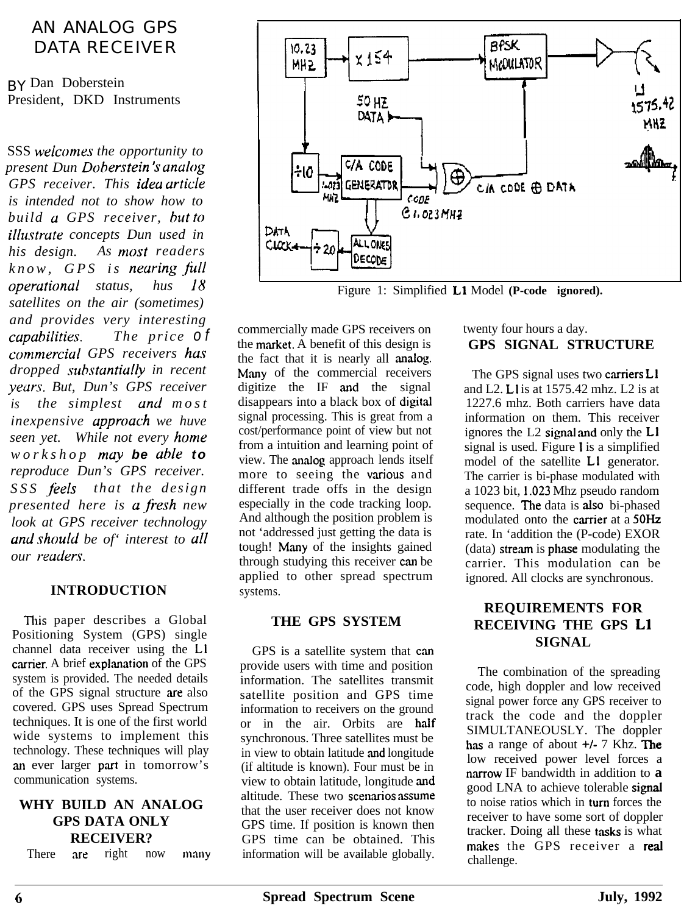# AN ANALOG GPS DATA RECEIVER

BY Dan Doberstein
President, DKD Instruments

*SSS welcomes the opportunity to present Dun Doberstein's analog GPS receiver. This idea article is intended not to show how to build a GPS receiver, but to illustrate concepts Dun used in his design. As most readers know, GPS is nearing full operational status, hus 18 satellites on the air (sometimes) and provides very interesting capabilities. The price of commercial GPS receivers has dropped substantially in recent years. But, Dun's GPS receiver is the simplest and most inexpensive approach we huve seen yet. While not every home workshop may be able to reproduce Dun's GPS receiver. SSS feels that the design presented here is a fresh new look at GPS receiver technology and should be of' interest to all our readers.*

## INTRODUCTION

This paper describes a Global Positioning System (GPS) single channel data receiver using the L1 carrier. A brief explanation of the GPS system is provided. The needed details of the GPS signal structure are also covered. GPS uses Spread Spectrum techniques. It is one of the first world wide systems to implement this technology. These techniques will play an ever larger part in tomorrow's communication systems.

## WHY BUILD AN ANALOG GPS DATA ONLY RECEIVER?

There are right now many commercially made GPS receivers on the market. A benefit of this design is the fact that it is nearly all analog. Many of the commercial receivers digitize the IF and the signal disappears into a black box of digital signal processing. This is great from a cost/performance point of view but not from a intuition and learning point of view. The analog approach lends itself more to seeing the various and different trade offs in the design especially in the code tracking loop. And although the position problem is not 'addressed just getting the data is tough! Many of the insights gained through studying this receiver can be applied to other spread spectrum systems.

## THE GPS SYSTEM

GPS is a satellite system that can provide users with time and position information. The satellites transmit satellite position and GPS time information to receivers on the ground or in the air. Orbits are half synchronous. Three satellites must be in view to obtain latitude and longitude (if altitude is known). Four must be in view to obtain latitude, longitude and altitude. These two scenarios assume that the user receiver does not know GPS time. If position is known then GPS time can be obtained. This information will be available globally. twenty four hours a day.

Figure 1: Simplified L1 Model **(P-code ignored).**

## GPS SIGNAL STRUCTURE

The GPS signal uses two carriers L1 and L2. L1 is at 1575.42 mhz. L2 is at 1227.6 mhz. Both carriers have data information on them. This receiver ignores the L2 signal and only the L1 signal is used. Figure 1 is a simplified model of the satellite L1 generator. The carrier is bi-phase modulated with a 1023 bit, 1.023 Mhz pseudo random sequence. The data is also bi-phased modulated onto the carrier at a 50Hz rate. In 'addition the (P-code) EXOR (data) stream is phase modulating the carrier. This modulation can be ignored. All clocks are synchronous.

## REQUIREMENTS FOR RECEIVING THE GPS L1 SIGNAL

The combination of the spreading code, high doppler and low received signal power force any GPS receiver to track the code and the doppler SIMULTANEOUSLY. The doppler has a range of about +/- 7 Khz. The low received power level forces a narrow IF bandwidth in addition to a good LNA to achieve tolerable signal to noise ratios which in turn forces the receiver to have some sort of doppler tracker. Doing all these tasks is what makes the GPS receiver a real challenge.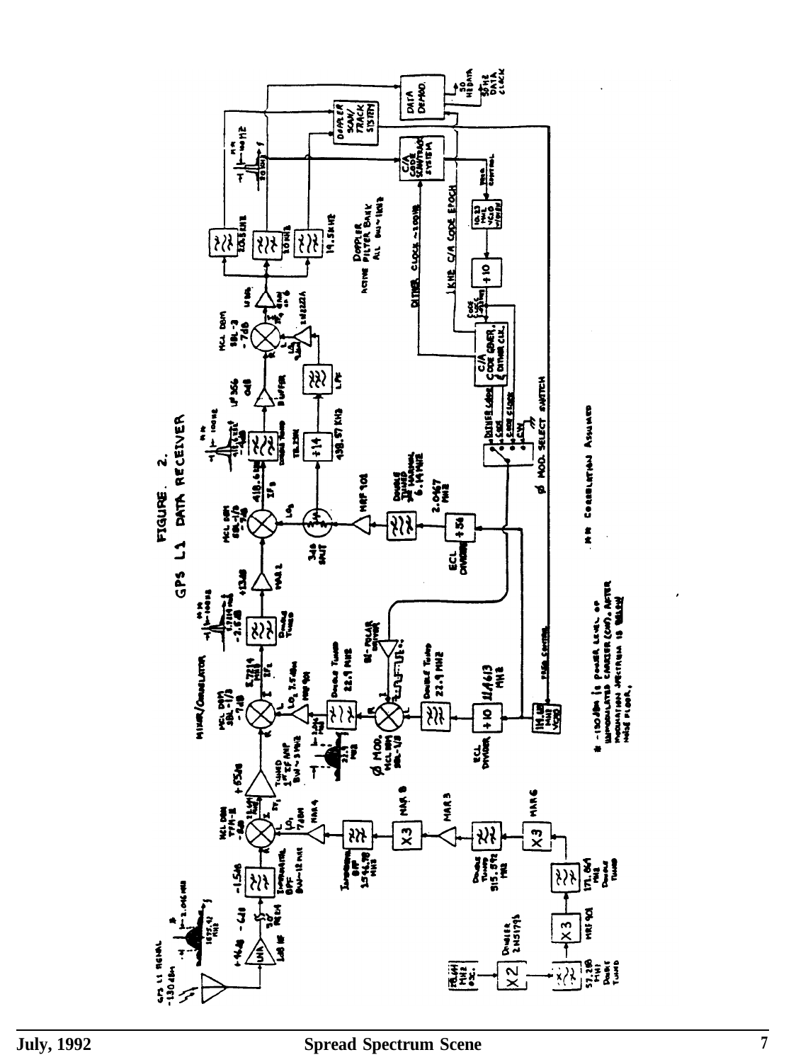FIGURE 2. GPS L1 DATA RECEIVER

* -130 dBm is power level of unmodulated carrier (CW), after information spectrum is below noise floor.

** Correlation assumed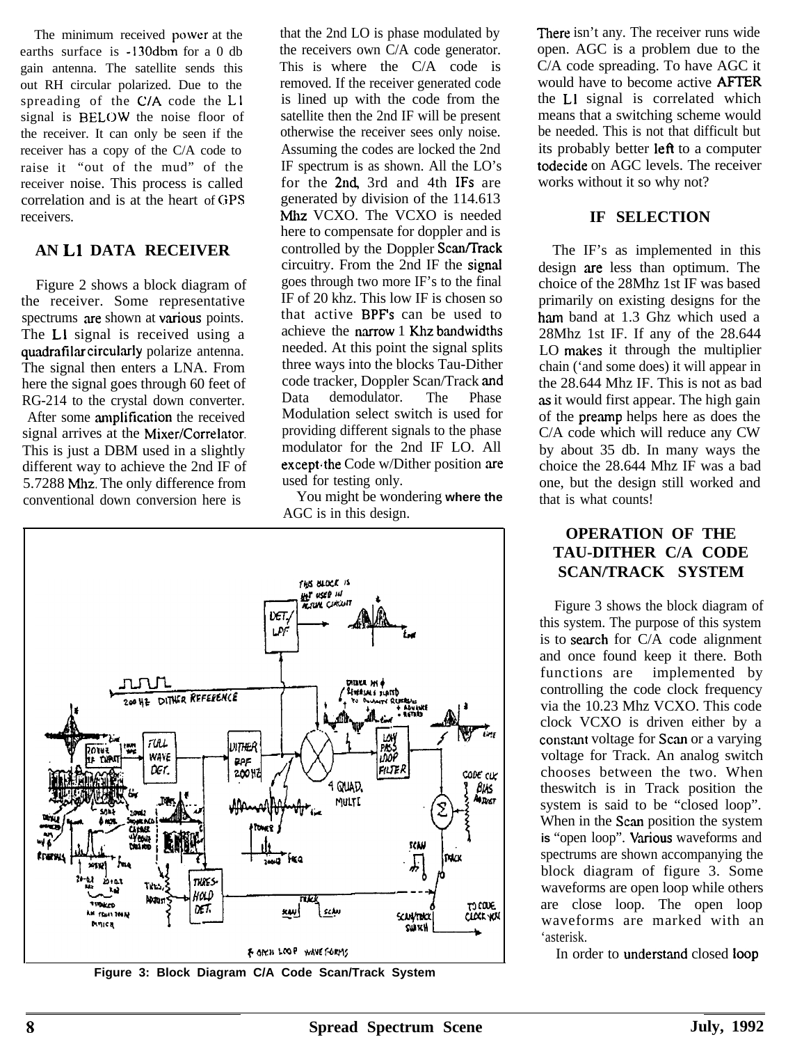The minimum received power at the earths surface is -130dbm for a 0 db gain antenna. The satellite sends this out RH circular polarized. Due to the spreading of the C/A code the L1 signal is BELOW the noise floor of the receiver. It can only be seen if the receiver has a copy of the C/A code to raise it "out of the mud" of the receiver noise. This process is called correlation and is at the heart of GPS receivers.

## AN L1 DATA RECEIVER

Figure 2 shows a block diagram of the receiver. Some representative spectrums are shown at various points. The L1 signal is received using a quadrafilar circularly polarize antenna. The signal then enters a LNA. From here the signal goes through 60 feet of RG-214 to the crystal down converter. After some amplification the received signal arrives at the Mixer/Correlator. This is just a DBM used in a slightly different way to achieve the 2nd IF of 5.7288 Mhz. The only difference from conventional down conversion here is that the 2nd LO is phase modulated by the receivers own C/A code generator. This is where the C/A code is removed. If the receiver generated code is lined up with the code from the satellite then the 2nd IF will be present otherwise the receiver sees only noise. Assuming the codes are locked the 2nd IF spectrum is as shown. All the LO's for the 2nd, 3rd and 4th IFs are generated by division of the 114.613 Mhz VCXO. The VCXO is needed here to compensate for doppler and is controlled by the Doppler Scan/Track circuitry. From the 2nd IF the signal goes through two more IF's to the final IF of 20 khz. This low IF is chosen so that active BPF's can be used to achieve the narrow 1 Khz bandwidths needed. At this point the signal splits three ways into the blocks Tau-Dither code tracker, Doppler Scan/Track and Data demodulator. The Phase Modulation select switch is used for providing different signals to the phase modulator for the 2nd IF LO. All except the Code w/Dither position are used for testing only.

You might be wondering where the AGC is in this design. There isn't any. The receiver runs wide open. AGC is a problem due to the C/A code spreading. To have AGC it would have to become active AFTER the L1 signal is correlated which means that a switching scheme would be needed. This is not that difficult but its probably better left to a computer to decide on AGC levels. The receiver works without it so why not?

## IF SELECTION

The IF's as implemented in this design are less than optimum. The choice of the 28Mhz 1st IF was based primarily on existing designs for the ham band at 1.3 Ghz which used a 28Mhz 1st IF. If any of the 28.644 LO makes it through the multiplier chain ('and some does) it will appear in the 28.644 Mhz IF. This is not as bad as it would first appear. The high gain of the preamp helps here as does the C/A code which will reduce any CW by about 35 db. In many ways the choice the 28.644 Mhz IF was a bad one, but the design still worked and that is what counts!

**Figure 3: Block Diagram C/A Code Scan/Track System**

## OPERATION OF THE TAU-DITHER C/A CODE SCAN/TRACK SYSTEM

Figure 3 shows the block diagram of this system. The purpose of this system is to search for C/A code alignment and once found keep it there. Both functions are implemented by controlling the code clock frequency via the 10.23 Mhz VCXO. This code clock VCXO is driven either by a constant voltage for Scan or a varying voltage for Track. An analog switch chooses between the two. When theswitch is in Track position the system is said to be "closed loop". When in the Scan position the system is "open loop". Various waveforms and spectrums are shown accompanying the block diagram of figure 3. Some waveforms are open loop while others are close loop. The open loop waveforms are marked with an 'asterisk.

In order to understand closed loop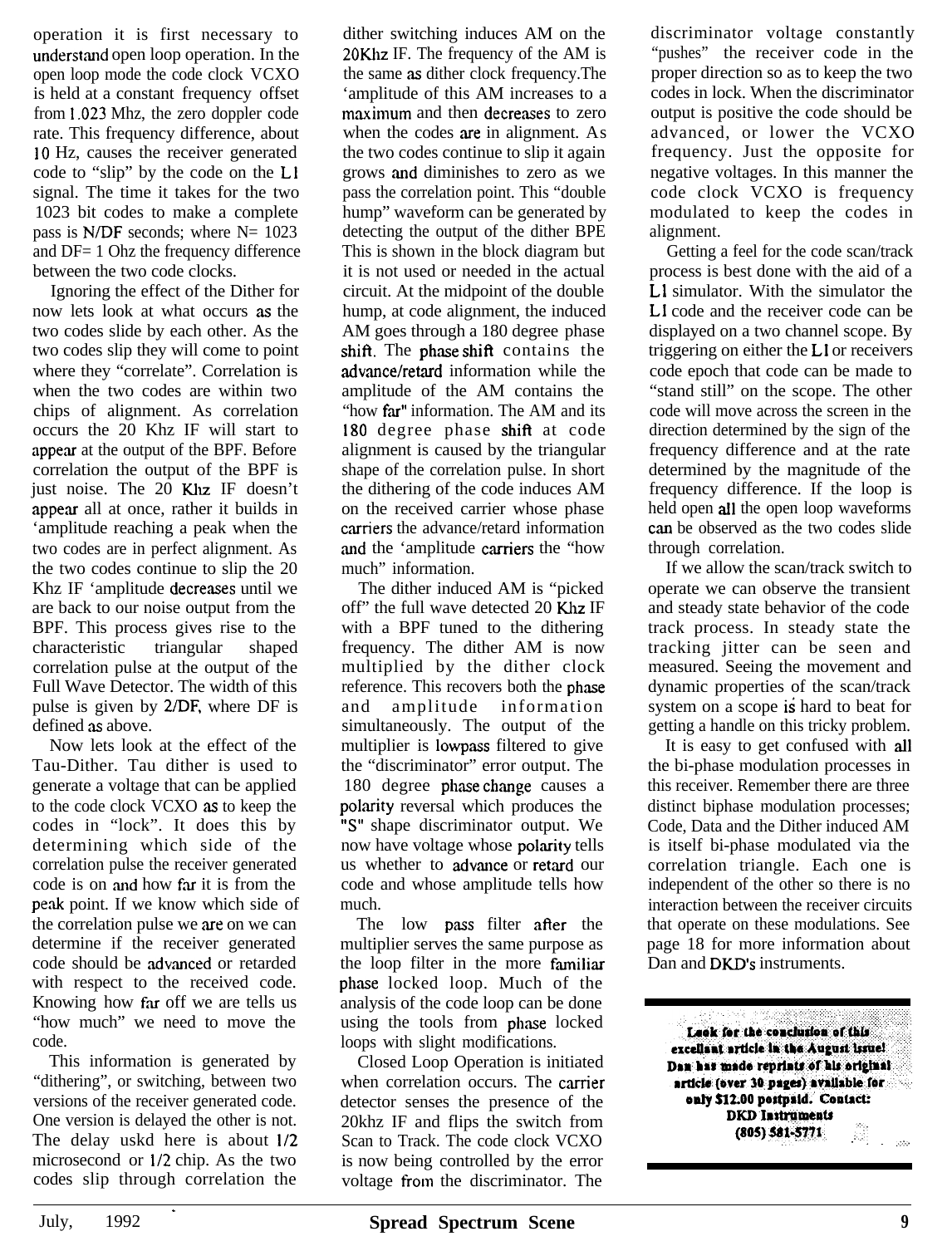operation it is first necessary to understand open loop operation. In the open loop mode the code clock VCXO is held at a constant frequency offset from 1.023 Mhz, the zero doppler code rate. This frequency difference, about 10 Hz, causes the receiver generated code to "slip" by the code on the L1 signal. The time it takes for the two 1023 bit codes to make a complete pass is N/DF seconds; where N= 1023 and DF= 1 Ohz the frequency difference between the two code clocks.

Ignoring the effect of the Dither for now lets look at what occurs as the two codes slide by each other. As the two codes slip they will come to point where they "correlate". Correlation is when the two codes are within two chips of alignment. As correlation occurs the 20 Khz IF will start to appear at the output of the BPF. Before correlation the output of the BPF is just noise. The 20 Khz IF doesn't appear all at once, rather it builds in 'amplitude reaching a peak when the two codes are in perfect alignment. As the two codes continue to slip the 20 Khz IF 'amplitude decreases until we are back to our noise output from the BPF. This process gives rise to the characteristic triangular shaped correlation pulse at the output of the Full Wave Detector. The width of this pulse is given by 2/DF, where DF is defined as above.

Now lets look at the effect of the Tau-Dither. Tau dither is used to generate a voltage that can be applied to the code clock VCXO as to keep the codes in "lock". It does this by determining which side of the correlation pulse the receiver generated code is on and how far it is from the peak point. If we know which side of the correlation pulse we are on we can determine if the receiver generated code should be advanced or retarded with respect to the received code. Knowing how far off we are tells us "how much" we need to move the code.

This information is generated by "dithering", or switching, between two versions of the receiver generated code. One version is delayed the other is not. The delay uskd here is about 1/2 microsecond or 1/2 chip. As the two codes slip through correlation the dither switching induces AM on the 20Khz IF. The frequency of the AM is the same as dither clock frequency.The 'amplitude of this AM increases to a maximum and then decreases to zero when the codes are in alignment. As the two codes continue to slip it again grows and diminishes to zero as we pass the correlation point. This "double hump" waveform can be generated by detecting the output of the dither BPE This is shown in the block diagram but it is not used or needed in the actual circuit. At the midpoint of the double hump, at code alignment, the induced AM goes through a 180 degree phase shift. The phase shift contains the advance/retard information while the amplitude of the AM contains the "how far" information. The AM and its 180 degree phase shift at code alignment is caused by the triangular shape of the correlation pulse. In short the dithering of the code induces AM on the received carrier whose phase carriers the advance/retard information and the 'amplitude carriers the "how much" information.

The dither induced AM is "picked off" the full wave detected 20 Khz IF with a BPF tuned to the dithering frequency. The dither AM is now multiplied by the dither clock reference. This recovers both the phase and amplitude information simultaneously. The output of the multiplier is lowpass filtered to give the "discriminator" error output. The 180 degree phase change causes a polarity reversal which produces the "S" shape discriminator output. We now have voltage whose polarity tells us whether to advance or retard our code and whose amplitude tells how much.

The low pass filter after the multiplier serves the same purpose as the loop filter in the more familiar phase locked loop. Much of the analysis of the code loop can be done using the tools from phase locked loops with slight modifications.

Closed Loop Operation is initiated when correlation occurs. The carrier detector senses the presence of the 20khz IF and flips the switch from Scan to Track. The code clock VCXO is now being controlled by the error voltage from the discriminator. The discriminator voltage constantly "pushes" the receiver code in the proper direction so as to keep the two codes in lock. When the discriminator output is positive the code should be advanced, or lower the VCXO frequency. Just the opposite for negative voltages. In this manner the code clock VCXO is frequency modulated to keep the codes in alignment.

Getting a feel for the code scan/track process is best done with the aid of a L1 simulator. With the simulator the L1 code and the receiver code can be displayed on a two channel scope. By triggering on either the L1 or receivers code epoch that code can be made to "stand still" on the scope. The other code will move across the screen in the direction determined by the sign of the frequency difference and at the rate determined by the magnitude of the frequency difference. If the loop is held open all the open loop waveforms can be observed as the two codes slide through correlation.

If we allow the scan/track switch to operate we can observe the transient and steady state behavior of the code track process. In steady state the tracking jitter can be seen and measured. Seeing the movement and dynamic properties of the scan/track system on a scope is hard to beat for getting a handle on this tricky problem.

It is easy to get confused with all the bi-phase modulation processes in this receiver. Remember there are three distinct biphase modulation processes; Code, Data and the Dither induced AM is itself bi-phase modulated via the correlation triangle. Each one is independent of the other so there is no interaction between the receiver circuits that operate on these modulations. See page 18 for more information about Dan and DKD's instruments.

---

**Look for the conclusion of this excellent article in the August issue! Dan has made reprints of his original article (over 30 pages) available for only $12.00 postpaid. Contact: DKD Instruments (805) 581-5771**

---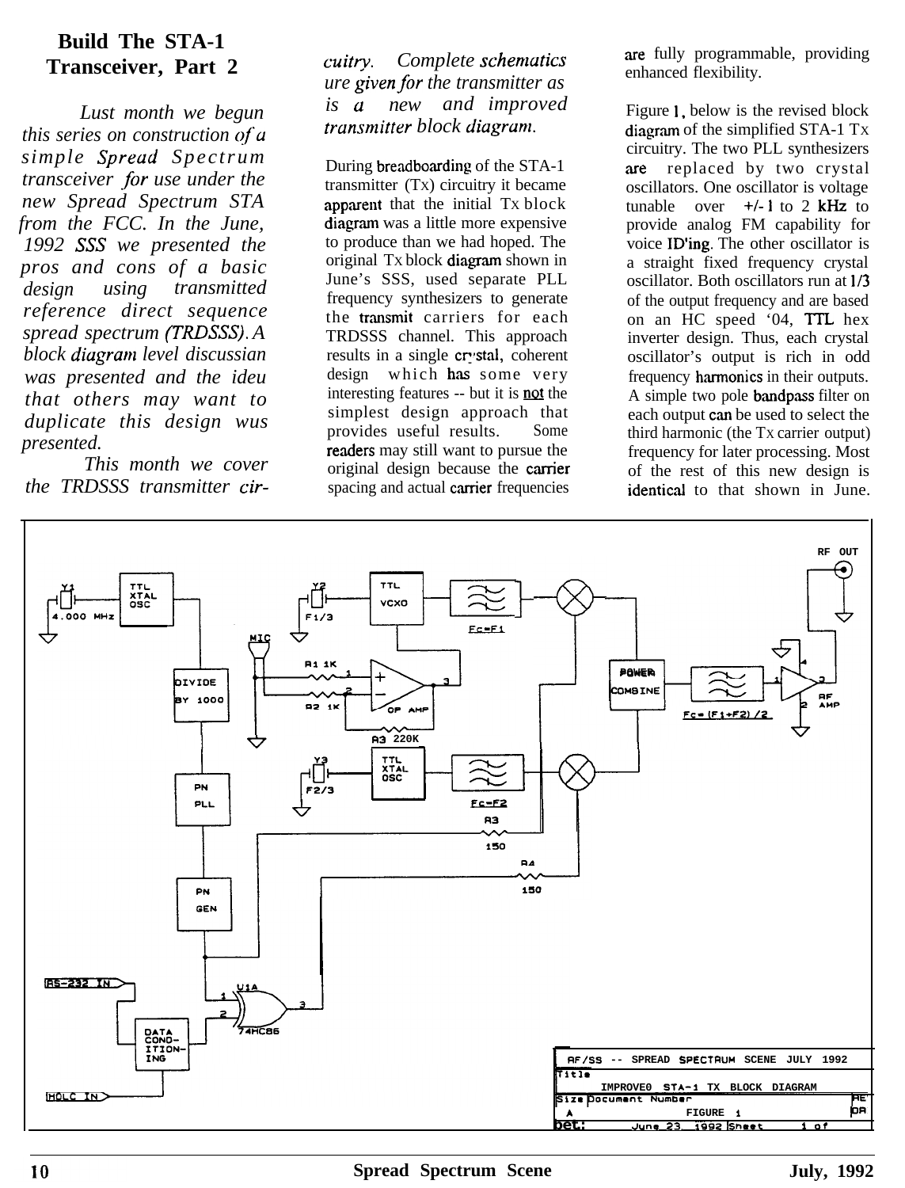## Build The STA-1 Transceiver, Part 2

*Lust month we begun this series on construction of a simple Spread Spectrum transceiver for use under the new Spread Spectrum STA from the FCC. In the June, 1992 SSS we presented the pros and cons of a basic design using transmitted reference direct sequence spread spectrum (TRDSSS). A block diagram level discussian was presented and the ideu that others may want to duplicate this design wus presented.*

*This month we cover the TRDSSS transmitter circuitry. Complete schematics ure given for the transmitter as is a new and improved transmitter block diagram.*

During breadboarding of the STA-1 transmitter (Tx) circuitry it became apparent that the initial Tx block diagram was a little more expensive to produce than we had hoped. The original Tx block diagram shown in June's SSS, used separate PLL frequency synthesizers to generate the transmit carriers for each TRDSSS channel. This approach results in a single crystal, coherent design which has some very interesting features -- but it is not the simplest design approach that provides useful results. Some readers may still want to pursue the original design because the carrier spacing and actual carrier frequencies are fully programmable, providing enhanced flexibility.

Figure 1, below is the revised block diagram of the simplified STA-1 Tx circuitry. The two PLL synthesizers are replaced by two crystal oscillators. One oscillator is voltage tunable over +/-1 to 2 kHz to provide analog FM capability for voice ID'ing. The other oscillator is a straight fixed frequency crystal oscillator. Both oscillators run at 1/3 of the output frequency and are based on an HC speed '04, TTL hex inverter design. Thus, each crystal oscillator's output is rich in odd frequency harmonics in their outputs. A simple two pole bandpass filter on each output can be used to select the third harmonic (the Tx carrier output) frequency for later processing. Most of the rest of this new design is identical to that shown in June.

RF/SS -- SPREAD SPECTRUM SCENE JULY 1992
Title: IMPROVED STA-1 TX BLOCK DIAGRAM
Size A, Document Number: FIGURE 1
Date: June 23, 1992, Sheet 1 of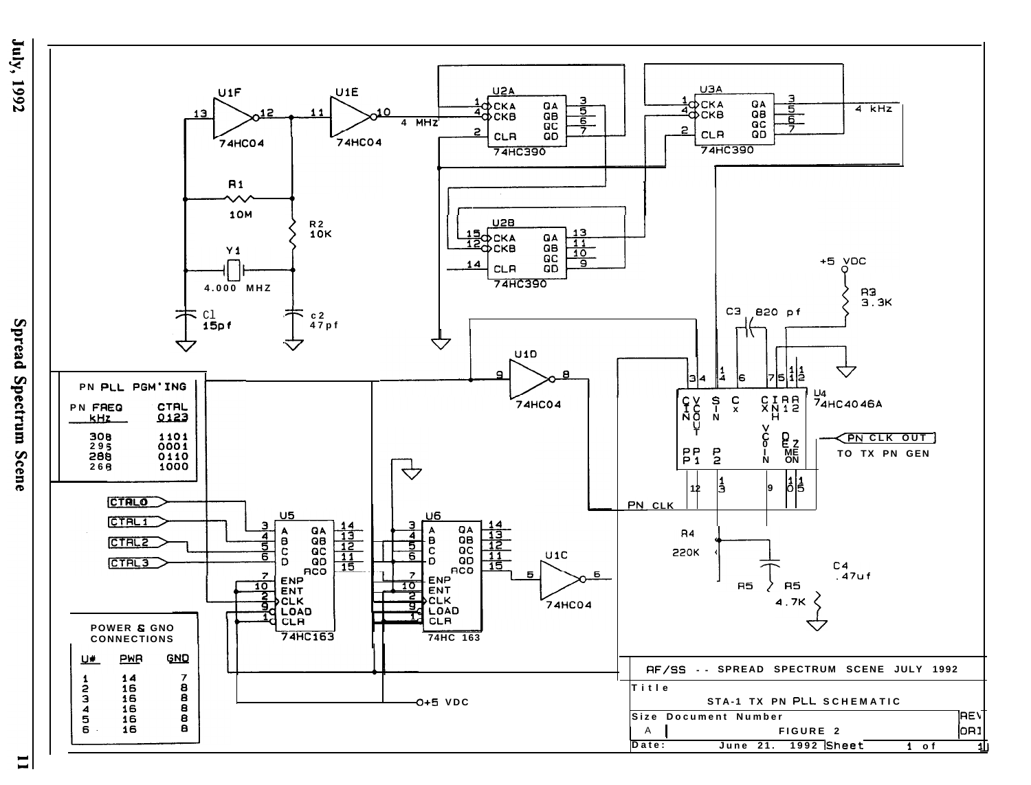| PN PLL PGM'ING | |
|---|---|
| PN FREQ kHz | CTRL 0123 |
| 308 | 1101 |
| 295 | 0001 |
| 288 | 0110 |
| 268 | 1000 |

| POWER & GND CONNECTIONS | | |
|---|---|---|
| U# | PWR | GND |
| 1 | 14 | 7 |
| 2 | 16 | 8 |
| 3 | 16 | 8 |
| 4 | 16 | 8 |
| 5 | 16 | 8 |
| 6 | 16 | 8 |

RF/SS -- SPREAD SPECTRUM SCENE JULY 1992

Title: STA-1 TX PN PLL SCHEMATIC

Size: A | Document Number: FIGURE 2

Date: June 21, 1992 | Sheet 1 of 1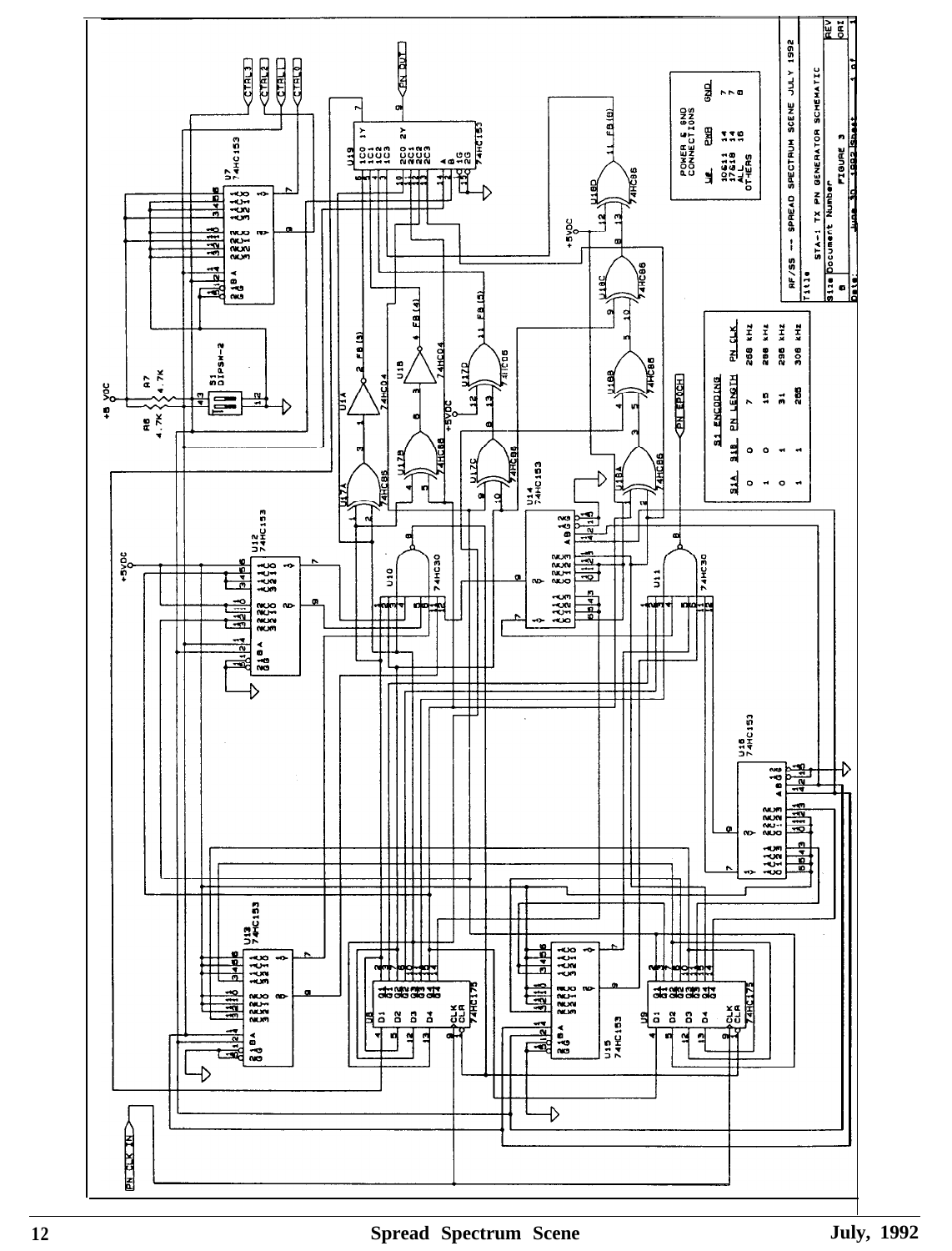**RF/SS -- SPREAD SPECTRUM SCENE JULY 1992**

Title: STA-1 TX PN GENERATOR SCHEMATIC

Size: B | Document Number: FIGURE 3 | REV: ORI

Date: June 30, 1992 | Sheet 1 of 1

**POWER & GND CONNECTIONS**

| U# | PWR | GND |
|---|---|---|
| 10&11 | 14 | 7 |
| 17&18 | 14 | 7 |
| ALL OTHERS | 16 | 8 |

**S1 ENCODING**

| S1A | S1B | PN LENGTH | PN CLK |
|---|---|---|---|
| 0 | 0 | 7 | 256 kHz |
| 1 | 0 | 15 | 280 kHz |
| 0 | 1 | 31 | 290 kHz |
| 1 | 1 | 255 | 300 kHz |

CTRL3, CTRL2, CTRL1, CTRL0, PN OUT, PN EPOCH, PN CLK IN, +5 VDC

R6 4.7K, R7 4.7K, S1 DIPSW-2

U7, U12, U13, U14, U15, U16, U19: 74HC153; U8, U9: 74HC175; U10, U11: 74HC30; U1A, U1B: 74HC04; U17A, U17B, U17C, U17D, U18A, U18B, U18C, U18D: 74HC86

FB(3), FB(4), FB(5), FB(8)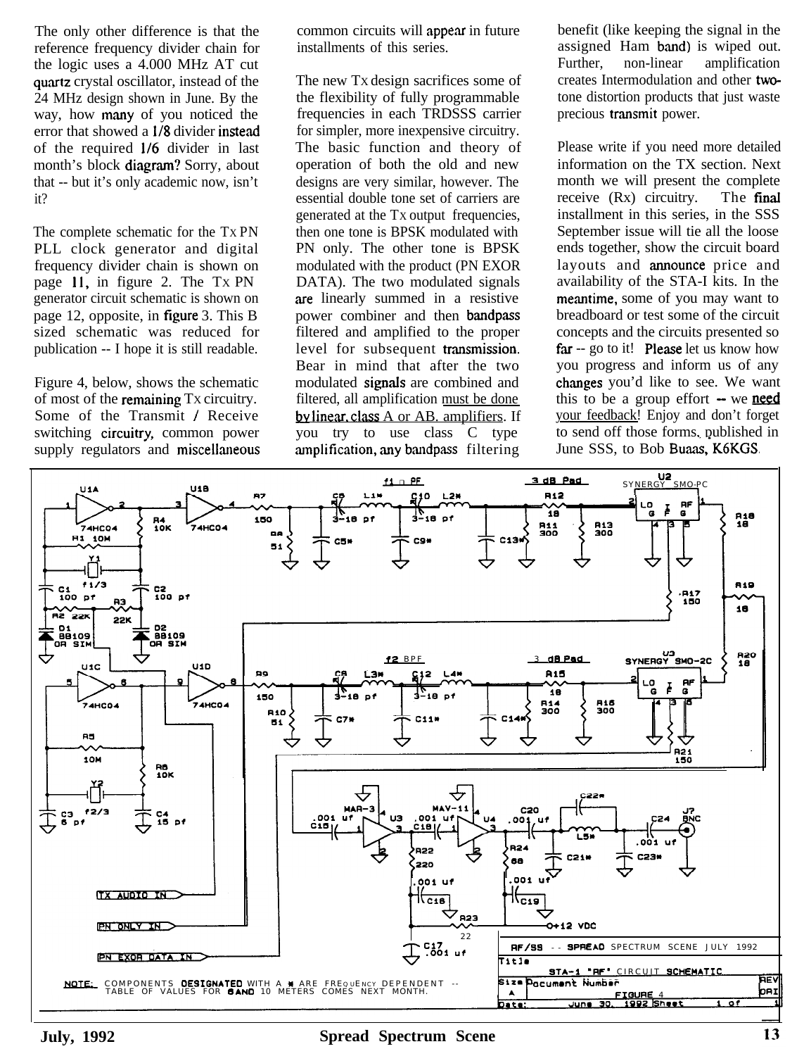The only other difference is that the reference frequency divider chain for the logic uses a 4.000 MHz AT cut quartz crystal oscillator, instead of the 24 MHz design shown in June. By the way, how many of you noticed the error that showed a 1/8 divider instead of the required 1/6 divider in last month's block diagram? Sorry, about that -- but it's only academic now, isn't it?

The complete schematic for the Tx PN PLL clock generator and digital frequency divider chain is shown on page 11, in figure 2. The Tx PN generator circuit schematic is shown on page 12, opposite, in figure 3. This B sized schematic was reduced for publication -- I hope it is still readable.

Figure 4, below, shows the schematic of most of the remaining Tx circuitry. Some of the Transmit / Receive switching circuitry, common power supply regulators and miscellaneous common circuits will appear in future installments of this series.

The new Tx design sacrifices some of the flexibility of fully programmable frequencies in each TRDSSS carrier for simpler, more inexpensive circuitry. The basic function and theory of operation of both the old and new designs are very similar, however. The essential double tone set of carriers are generated at the Tx output frequencies, then one tone is BPSK modulated with PN only. The other tone is BPSK modulated with the product (PN EXOR DATA). The two modulated signals are linearly summed in a resistive power combiner and then bandpass filtered and amplified to the proper level for subsequent transmission. Bear in mind that after the two modulated signals are combined and filtered, all amplification must be done by linear, class A or AB. amplifiers. If you try to use class C type amplification, any bandpass filtering benefit (like keeping the signal in the assigned Ham band) is wiped out. Further, non-linear amplification creates Intermodulation and other two-tone distortion products that just waste precious transmit power.

Please write if you need more detailed information on the TX section. Next month we will present the complete receive (Rx) circuitry. The final installment in this series, in the SSS September issue will tie all the loose ends together, show the circuit board layouts and announce price and availability of the STA-I kits. In the meantime, some of you may want to breadboard or test some of the circuit concepts and the circuits presented so far -- go to it! Please let us know how you progress and inform us of any changes you'd like to see. We want this to be a group effort -- we need your feedback! Enjoy and don't forget to send off those forms, published in June SSS, to Bob Buaas, K6KGS.

NOTE: COMPONENTS DESIGNATED WITH A * ARE FREQUENCY DEPENDENT -- TABLE OF VALUES FOR BAND 10 METERS COMES NEXT MONTH.

RF/SS -- SPREAD SPECTRUM SCENE JULY 1992
Title: STA-1 "RF" CIRCUIT SCHEMATIC
Size: A — Document Number: FIGURE 4 — REV: ORI
Date: June 30, 1992 — Sheet 1 of 1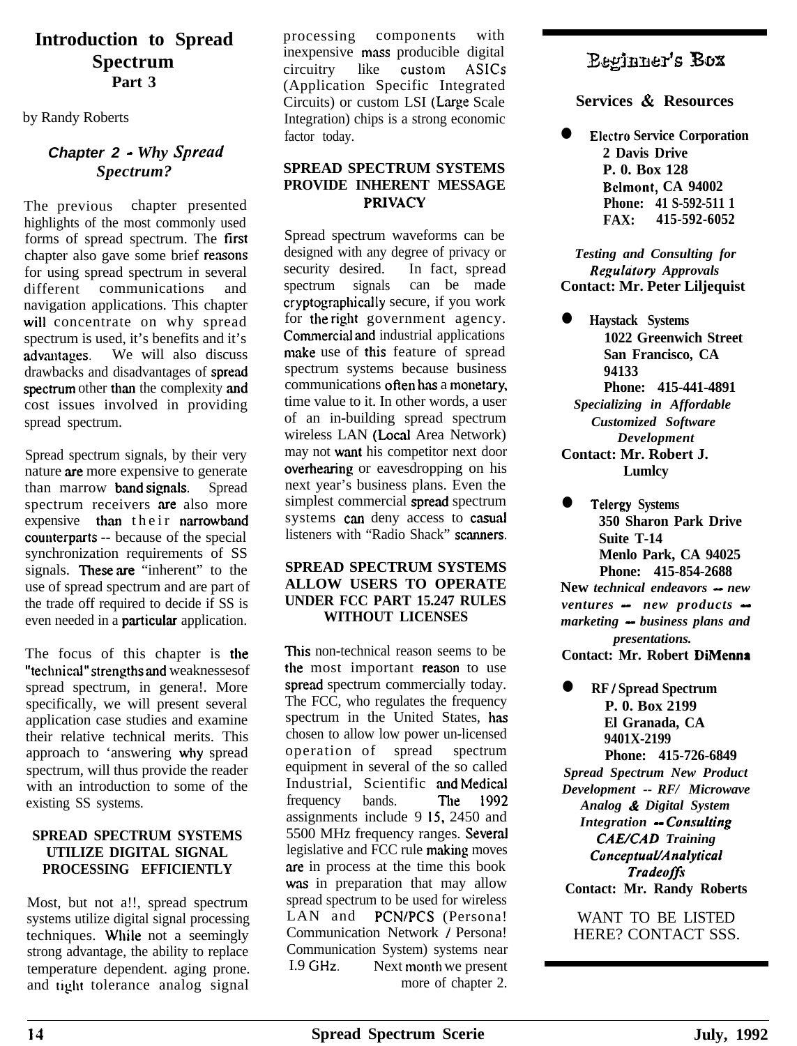# Introduction to Spread Spectrum

**Part 3**

by Randy Roberts

### *Chapter 2 - Why Spread Spectrum?*

The previous chapter presented highlights of the most commonly used forms of spread spectrum. The first chapter also gave some brief reasons for using spread spectrum in several different communications and navigation applications. This chapter will concentrate on why spread spectrum is used, it's benefits and it's advantages. We will also discuss drawbacks and disadvantages of spread spectrum other than the complexity and cost issues involved in providing spread spectrum.

Spread spectrum signals, by their very nature are more expensive to generate than marrow band signals. Spread spectrum receivers are also more expensive than their narrowband counterparts -- because of the special synchronization requirements of SS signals. These are "inherent" to the use of spread spectrum and are part of the trade off required to decide if SS is even needed in a particular application.

The focus of this chapter is the "technical" strengths and weaknessesof spread spectrum, in genera!. More specifically, we will present several application case studies and examine their relative technical merits. This approach to 'answering why spread spectrum, will thus provide the reader with an introduction to some of the existing SS systems.

#### SPREAD SPECTRUM SYSTEMS UTILIZE DIGITAL SIGNAL PROCESSING EFFICIENTLY

Most, but not a!!, spread spectrum systems utilize digital signal processing techniques. While not a seemingly strong advantage, the ability to replace temperature dependent. aging prone. and tight tolerance analog signal processing components with inexpensive mass producible digital circuitry like custom ASICs (Application Specific Integrated Circuits) or custom LSI (Large Scale Integration) chips is a strong economic factor today.

#### SPREAD SPECTRUM SYSTEMS PROVIDE INHERENT MESSAGE PRIVACY

Spread spectrum waveforms can be designed with any degree of privacy or security desired. In fact, spread spectrum signals can be made cryptographically secure, if you work for the right government agency. Commercial and industrial applications make use of this feature of spread spectrum systems because business communications often has a monetary, time value to it. In other words, a user of an in-building spread spectrum wireless LAN (Local Area Network) may not want his competitor next door overhearing or eavesdropping on his next year's business plans. Even the simplest commercial spread spectrum systems can deny access to casual listeners with "Radio Shack" scanners.

#### SPREAD SPECTRUM SYSTEMS ALLOW USERS TO OPERATE UNDER FCC PART 15.247 RULES WITHOUT LICENSES

This non-technical reason seems to be the most important reason to use spread spectrum commercially today. The FCC, who regulates the frequency spectrum in the United States, has chosen to allow low power un-licensed operation of spread spectrum equipment in several of the so called Industrial, Scientific and Medical frequency bands. The 1992 assignments include 9 15, 2450 and 5500 MHz frequency ranges. Several legislative and FCC rule making moves are in process at the time this book was in preparation that may allow spread spectrum to be used for wireless LAN and PCN/PCS (Persona! Communication Network / Persona! Communication System) systems near I.9 GHz. Next month we present more of chapter 2.

---

## Beginner's Box

### Services & Resources

- **Electro Service Corporation**
  **2 Davis Drive**
  **P. 0. Box 128**
  **Belmont, CA 94002**
  **Phone: 41 S-592-511 1**
  **FAX: 415-592-6052**

  ***Testing and Consulting for Regulatory Approvals***
  **Contact: Mr. Peter Liljequist**

- **Haystack Systems**
  **1022 Greenwich Street**
  **San Francisco, CA 94133**
  **Phone: 415-441-4891**

  ***Specializing in Affordable Customized Software Development***
  **Contact: Mr. Robert J. Lumlcy**

- **Telergy Systems**
  **350 Sharon Park Drive**
  **Suite T-14**
  **Menlo Park, CA 94025**
  **Phone: 415-854-2688**

  **New *technical endeavors -- new ventures -- new products -- marketing -- business plans and presentations.***
  **Contact: Mr. Robert DiMenna**

- **RF / Spread Spectrum**
  **P. 0. Box 2199**
  **El Granada, CA 9401X-2199**
  **Phone: 415-726-6849**

  ***Spread Spectrum New Product Development -- RF/ Microwave Analog & Digital System Integration -- Consulting CAE/CAD Training Conceptual/Analytical Tradeoffs***
  **Contact: Mr. Randy Roberts**

WANT TO BE LISTED HERE? CONTACT SSS.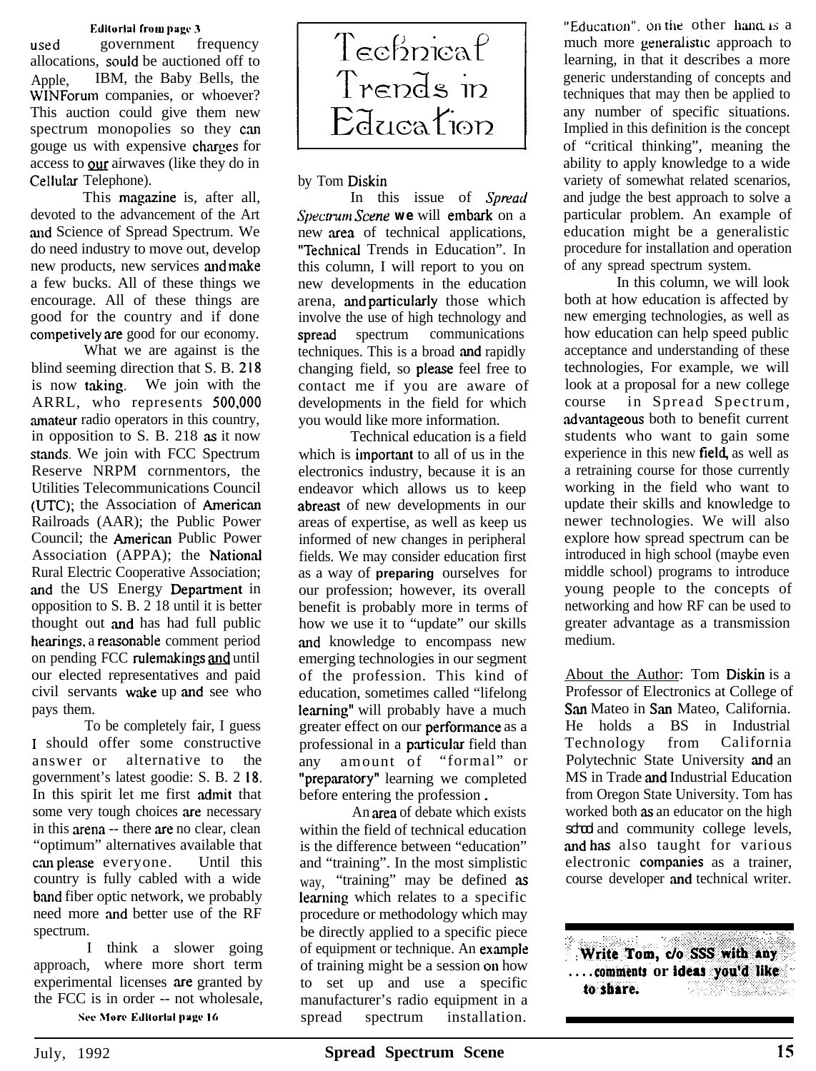Editorial from page 3

used government frequency allocations, sould be auctioned off to Apple, IBM, the Baby Bells, the WINForum companies, or whoever? This auction could give them new spectrum monopolies so they can gouge us with expensive charges for access to our airwaves (like they do in Cellular Telephone).

This magazine is, after all, devoted to the advancement of the Art and Science of Spread Spectrum. We do need industry to move out, develop new products, new services and make a few bucks. All of these things we encourage. All of these things are good for the country and if done competively are good for our economy.

What we are against is the blind seeming direction that S. B. 218 is now taking. We join with the ARRL, who represents 500,000 amateur radio operators in this country, in opposition to S. B. 218 as it now stands. We join with FCC Spectrum Reserve NRPM cornmentors, the Utilities Telecommunications Council (UTC); the Association of American Railroads (AAR); the Public Power Council; the American Public Power Association (APPA); the National Rural Electric Cooperative Association; and the US Energy Department in opposition to S. B. 2 18 until it is better thought out and has had full public hearings, a reasonable comment period on pending FCC rulemakings and until our elected representatives and paid civil servants wake up and see who pays them.

To be completely fair, I guess I should offer some constructive answer or alternative to the government's latest goodie: S. B. 2 18. In this spirit let me first admit that some very tough choices are necessary in this arena -- there are no clear, clean "optimum" alternatives available that can please everyone. Until this country is fully cabled with a wide band fiber optic network, we probably need more and better use of the RF spectrum.

I think a slower going approach, where more short term experimental licenses are granted by the FCC is in order -- not wholesale,

See More Editorial page 16

# Technical Trends in Education

by Tom Diskin

In this issue of *Spread Spectrum Scene* we will embark on a new area of technical applications, "Technical Trends in Education". In this column, I will report to you on new developments in the education arena, and particularly those which involve the use of high technology and spread spectrum communications techniques. This is a broad and rapidly changing field, so please feel free to contact me if you are aware of developments in the field for which you would like more information.

Technical education is a field which is important to all of us in the electronics industry, because it is an endeavor which allows us to keep abreast of new developments in our areas of expertise, as well as keep us informed of new changes in peripheral fields. We may consider education first as a way of **preparing** ourselves for our profession; however, its overall benefit is probably more in terms of how we use it to "update" our skills and knowledge to encompass new emerging technologies in our segment of the profession. This kind of education, sometimes called "lifelong learning" will probably have a much greater effect on our performance as a professional in a particular field than any amount of "formal" or "preparatory" learning we completed before entering the profession.

An area of debate which exists within the field of technical education is the difference between "education" and "training". In the most simplistic way, "training" may be defined as learning which relates to a specific procedure or methodology which may be directly applied to a specific piece of equipment or technique. An example of training might be a session on how to set up and use a specific manufacturer's radio equipment in a spread spectrum installation.

"Education", on the other hand, is a much more generalistic approach to learning, in that it describes a more generic understanding of concepts and techniques that may then be applied to any number of specific situations. Implied in this definition is the concept of "critical thinking", meaning the ability to apply knowledge to a wide variety of somewhat related scenarios, and judge the best approach to solve a particular problem. An example of education might be a generalistic procedure for installation and operation of any spread spectrum system.

In this column, we will look both at how education is affected by new emerging technologies, as well as how education can help speed public acceptance and understanding of these technologies, For example, we will look at a proposal for a new college course in Spread Spectrum, advantageous both to benefit current students who want to gain some experience in this new field, as well as a retraining course for those currently working in the field who want to update their skills and knowledge to newer technologies. We will also explore how spread spectrum can be introduced in high school (maybe even middle school) programs to introduce young people to the concepts of networking and how RF can be used to greater advantage as a transmission medium.

About the Author: Tom Diskin is a Professor of Electronics at College of San Mateo in San Mateo, California. He holds a BS in Industrial Technology from California Polytechnic State University and an MS in Trade and Industrial Education from Oregon State University. Tom has worked both as an educator on the high school and community college levels, and has also taught for various electronic companies as a trainer, course developer and technical writer.

**Write Tom, c/o SSS with any ....comments or ideas you'd like to share.**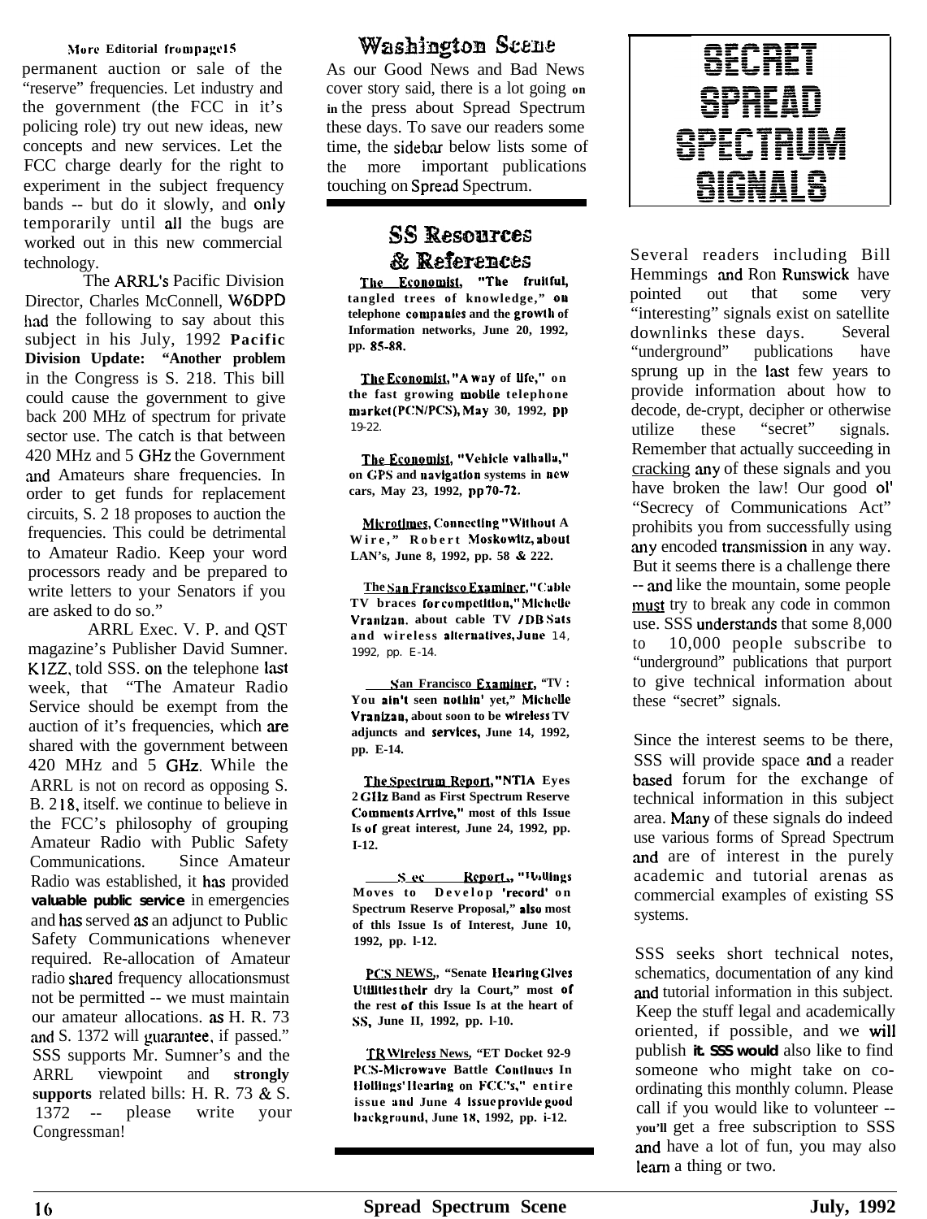More Editorial from page 15

permanent auction or sale of the "reserve" frequencies. Let industry and the government (the FCC in it's policing role) try out new ideas, new concepts and new services. Let the FCC charge dearly for the right to experiment in the subject frequency bands -- but do it slowly, and only temporarily until all the bugs are worked out in this new commercial technology.

The ARRL's Pacific Division Director, Charles McConnell, W6DPD had the following to say about this subject in his July, 1992 **Pacific Division Update: "Another problem** in the Congress is S. 218. This bill could cause the government to give back 200 MHz of spectrum for private sector use. The catch is that between 420 MHz and 5 GHz the Government and Amateurs share frequencies. In order to get funds for replacement circuits, S. 2 18 proposes to auction the frequencies. This could be detrimental to Amateur Radio. Keep your word processors ready and be prepared to write letters to your Senators if you are asked to do so."

ARRL Exec. V. P. and QST magazine's Publisher David Sumner. K1ZZ, told SSS. on the telephone last week, that "The Amateur Radio Service should be exempt from the auction of it's frequencies, which are shared with the government between 420 MHz and 5 GHz. While the ARRL is not on record as opposing S. B. 218, itself. we continue to believe in the FCC's philosophy of grouping Amateur Radio with Public Safety Communications. Since Amateur Radio was established, it has provided **valuable public service** in emergencies and has served as an adjunct to Public Safety Communications whenever required. Re-allocation of Amateur radio shared frequency allocationsmust not be permitted -- we must maintain our amateur allocations. as H. R. 73 and S. 1372 will guarantee, if passed." SSS supports Mr. Sumner's and the ARRL viewpoint and **strongly supports** related bills: H. R. 73 & S. 1372 -- please write your Congressman!

# Washington Scene

As our Good News and Bad News cover story said, there is a lot going on in the press about Spread Spectrum these days. To save our readers some time, the sidebar below lists some of the more important publications touching on Spread Spectrum.

## SS Resources & References

**The Economist, "The fruitful, tangled trees of knowledge," on telephone companies and the growth of Information networks, June 20, 1992, pp. 85-88.**

**The Economist, "A way of life," on the fast growing mobile telephone market (PCN/PCS), May 30, 1992, pp** 19-22.

**The Economist, "Vehicle valhalla," on GPS and navigation systems in new cars, May 23, 1992, pp 70-72.**

**Microtimes, Connecting "Without A Wire," Robert Moskowitz, about LAN's, June 8, 1992, pp. 58 & 222.**

**The San Francisco Examiner, "Cable TV braces for competition," Michelle Vranizan. about cable TV / DB Sats and wireless alternatives, June** 14, 1992, pp. E-14.

**San Francisco Examiner, "TV : You ain't seen nothin' yet," Michelle Vranizan, about soon to be wireless TV adjuncts and services, June 14, 1992, pp. E-14.**

**The Spectrum Report, "NTIA Eyes 2 GHz Band as First Spectrum Reserve Comments Arrive," most of this Issue Is of great interest, June 24, 1992, pp. I-12.**

**S ec Report., "Hollings Moves to Develop 'record' on Spectrum Reserve Proposal," also most of this Issue Is of Interest, June 10, 1992, pp. l-12.**

**PCS NEWS,, "Senate Hearing Gives Utilities their dry la Court," most of the rest of this Issue Is at the heart of SS, June II, 1992, pp. l-10.**

**TR Wireless News, "ET Docket 92-9 PCS-Microwave Battle Continues In Hollings' Hearing on FCC's," entire issue and June 4 issue provide good background, June 18, 1992, pp. i-12.**

# SECRET SPREAD SPECTRUM SIGNALS

Several readers including Bill Hemmings and Ron Runswick have pointed out that some very "interesting" signals exist on satellite downlinks these days. Several "underground" publications have sprung up in the last few years to provide information about how to decode, de-crypt, decipher or otherwise utilize these "secret" signals. Remember that actually succeeding in cracking any of these signals and you have broken the law! Our good ol' "Secrecy of Communications Act" prohibits you from successfully using any encoded transmission in any way. But it seems there is a challenge there -- and like the mountain, some people must try to break any code in common use. SSS understands that some 8,000 to 10,000 people subscribe to "underground" publications that purport to give technical information about these "secret" signals.

Since the interest seems to be there, SSS will provide space and a reader based forum for the exchange of technical information in this subject area. Many of these signals do indeed use various forms of Spread Spectrum and are of interest in the purely academic and tutorial arenas as commercial examples of existing SS systems.

SSS seeks short technical notes, schematics, documentation of any kind and tutorial information in this subject. Keep the stuff legal and academically oriented, if possible, and we will publish **it. SSS would** also like to find someone who might take on co-ordinating this monthly column. Please call if you would like to volunteer -- **you'll** get a free subscription to SSS and have a lot of fun, you may also learn a thing or two.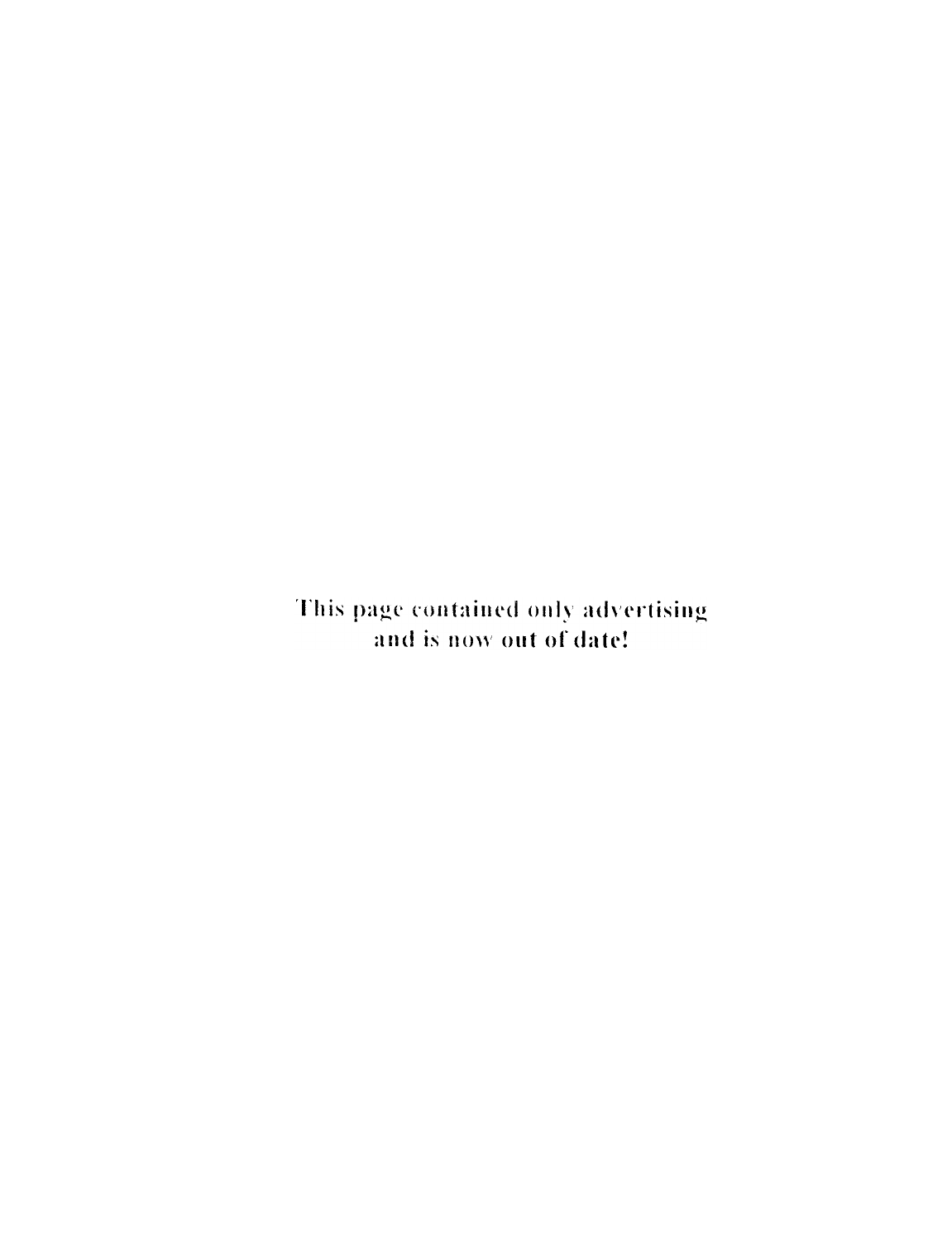This page contained only advertising
and is now out of date!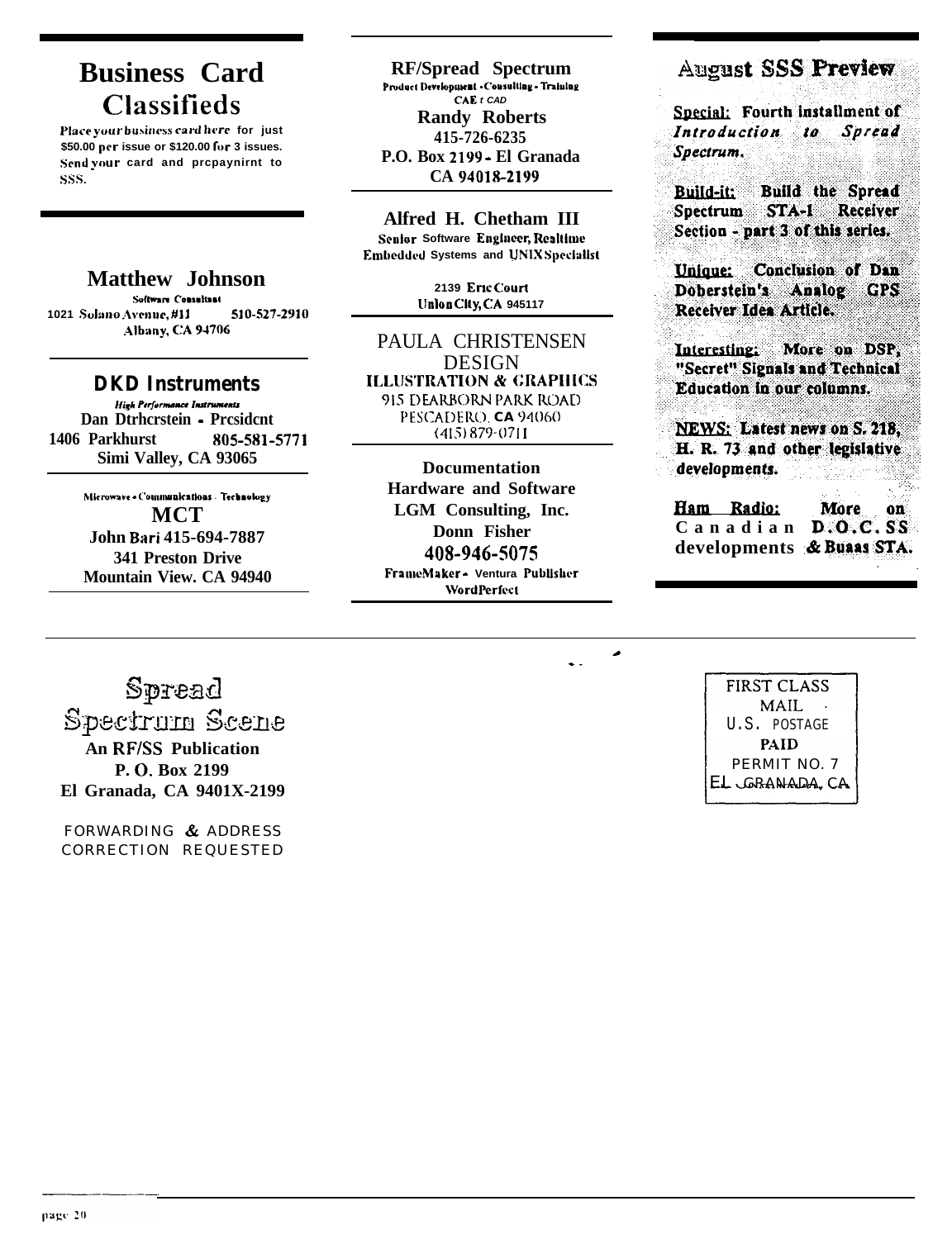# Business Card Classifieds

Place your business card here for just $50.00 per issue or $120.00 for 3 issues. Send your card and prcpaynirnt to SSS.

**Matthew Johnson**
Software Consultant
1021 Solano Avenue, #11 510-527-2910
Albany, CA 94706

**DKD Instruments**
*High Performance Instruments*
**Dan Dtrhcrstein - Prcsidcnt**
**1406 Parkhurst 805-581-5771**
**Simi Valley, CA 93065**

Microwave • Communications · Technology
**MCT**
**John Bari 415-694-7887**
**341 Preston Drive**
**Mountain View. CA 94940**

**RF/Spread Spectrum**
Product Development • Consulting • Training
CAE t CAD
**Randy Roberts**
**415-726-6235**
**P.O. Box 2199 - El Granada**
**CA 94018-2199**

**Alfred H. Chetham III**
Senior Software Engineer, Realtime
Embedded Systems and UNIX Specialist

2139 Eric Court
Union City, CA 945117

PAULA CHRISTENSEN
DESIGN
ILLUSTRATION & GRAPHICS
915 DEARBORN PARK ROAD
PESCADERO, CA 94060
(415) 879-0711

**Documentation**
**Hardware and Software**
**LGM Consulting, Inc.**
**Donn Fisher**
**408-946-5075**
FrameMaker - Ventura Publisher
WordPerfect

## August SSS Preview

**Special:** **Fourth installment of *Introduction to Spread Spectrum*.**

**Build-it:** **Build the Spread Spectrum STA-1 Receiver Section - part 3 of this series.**

**Unique:** **Conclusion of Dan Doberstein's Analog GPS Receiver Idea Article.**

**Interesting:** **More on DSP, "Secret" Signals and Technical Education in our columns.**

**NEWS:** **Latest news on S. 218, H. R. 73 and other legislative *developments*.**

**Ham Radio:** **More on Canadian D.O.C. SS developments & Buaas STA.**

---

Spread Spectrum Scene
**An RF/SS Publication**
**P. O. Box 2199**
**El Granada, CA 9401X-2199**

FORWARDING & ADDRESS CORRECTION REQUESTED

FIRST CLASS
MAIL
U.S. POSTAGE
PAID
PERMIT NO. 7
EL GRANADA, CA